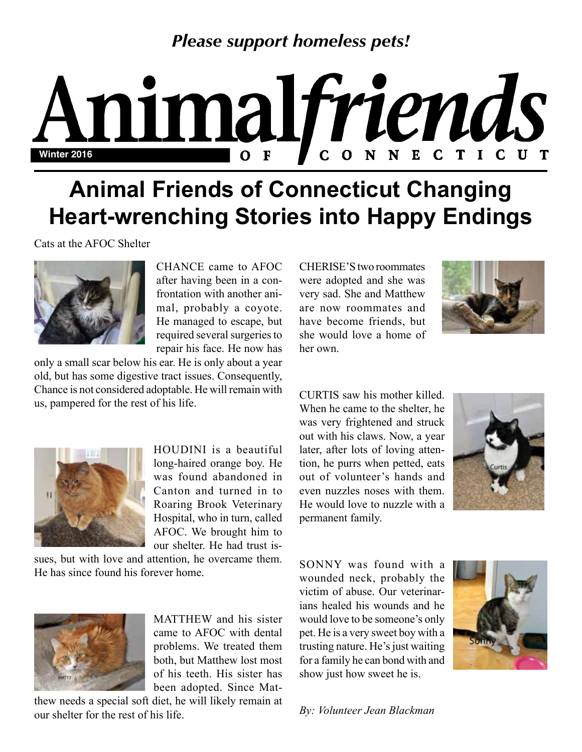*Please support homeless pets!*

# Animal friends of Connecticut

Winter 2016

## Animal Friends of Connecticut Changing Heart-wrenching Stories into Happy Endings

Cats at the AFOC Shelter

CHANCE came to AFOC after having been in a confrontation with another animal, probably a coyote. He managed to escape, but required several surgeries to repair his face. He now has only a small scar below his ear. He is only about a year old, but has some digestive tract issues. Consequently, Chance is not considered adoptable. He will remain with us, pampered for the rest of his life.

HOUDINI is a beautiful long-haired orange boy. He was found abandoned in Canton and turned in to Roaring Brook Veterinary Hospital, who in turn, called AFOC. We brought him to our shelter. He had trust issues, but with love and attention, he overcame them. He has since found his forever home.

MATTHEW and his sister came to AFOC with dental problems. We treated them both, but Matthew lost most of his teeth. His sister has been adopted. Since Matthew needs a special soft diet, he will likely remain at our shelter for the rest of his life.

CHERISE'S two roommates were adopted and she was very sad. She and Matthew are now roommates and have become friends, but she would love a home of her own.

CURTIS saw his mother killed. When he came to the shelter, he was very frightened and struck out with his claws. Now, a year later, after lots of loving attention, he purrs when petted, eats out of volunteer's hands and even nuzzles noses with them. He would love to nuzzle with a permanent family.

SONNY was found with a wounded neck, probably the victim of abuse. Our veterinarians healed his wounds and he would love to be someone's only pet. He is a very sweet boy with a trusting nature. He's just waiting for a family he can bond with and show just how sweet he is.

*By: Volunteer Jean Blackman*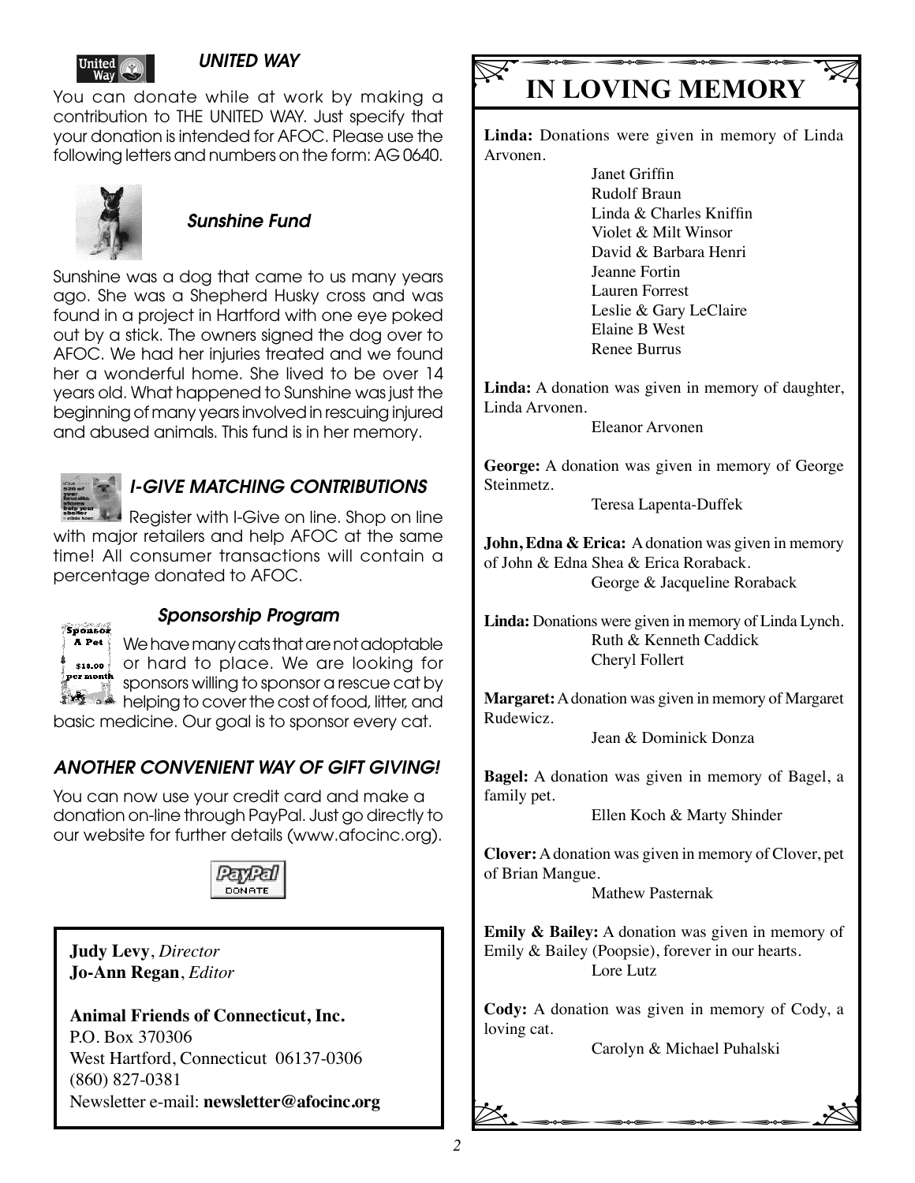### UNITED WAY

You can donate while at work by making a contribution to THE UNITED WAY. Just specify that your donation is intended for AFOC. Please use the following letters and numbers on the form: AG 0640.

### Sunshine Fund

Sunshine was a dog that came to us many years ago. She was a Shepherd Husky cross and was found in a project in Hartford with one eye poked out by a stick. The owners signed the dog over to AFOC. We had her injuries treated and we found her a wonderful home. She lived to be over 14 years old. What happened to Sunshine was just the beginning of many years involved in rescuing injured and abused animals. This fund is in her memory.

### I-GIVE MATCHING CONTRIBUTIONS

Register with I-Give on line. Shop on line with major retailers and help AFOC at the same time! All consumer transactions will contain a percentage donated to AFOC.

### Sponsorship Program

We have many cats that are not adoptable or hard to place. We are looking for sponsors willing to sponsor a rescue cat by helping to cover the cost of food, litter, and basic medicine. Our goal is to sponsor every cat.

### ANOTHER CONVENIENT WAY OF GIFT GIVING!

You can now use your credit card and make a donation on-line through PayPal. Just go directly to our website for further details (www.afocinc.org).

**Judy Levy**, *Director*
**Jo-Ann Regan**, *Editor*

**Animal Friends of Connecticut, Inc.**
P.O. Box 370306
West Hartford, Connecticut 06137-0306
(860) 827-0381
Newsletter e-mail: **newsletter@afocinc.org**

# IN LOVING MEMORY

**Linda:** Donations were given in memory of Linda Arvonen.

Janet Griffin
Rudolf Braun
Linda & Charles Kniffin
Violet & Milt Winsor
David & Barbara Henri
Jeanne Fortin
Lauren Forrest
Leslie & Gary LeClaire
Elaine B West
Renee Burrus

**Linda:** A donation was given in memory of daughter, Linda Arvonen.

Eleanor Arvonen

**George:** A donation was given in memory of George Steinmetz.

Teresa Lapenta-Duffek

**John, Edna & Erica:** A donation was given in memory of John & Edna Shea & Erica Roraback.

George & Jacqueline Roraback

**Linda:** Donations were given in memory of Linda Lynch.

Ruth & Kenneth Caddick
Cheryl Follert

**Margaret:** A donation was given in memory of Margaret Rudewicz.

Jean & Dominick Donza

**Bagel:** A donation was given in memory of Bagel, a family pet.

Ellen Koch & Marty Shinder

**Clover:** A donation was given in memory of Clover, pet of Brian Mangue.

Mathew Pasternak

**Emily & Bailey:** A donation was given in memory of Emily & Bailey (Poopsie), forever in our hearts.

Lore Lutz

**Cody:** A donation was given in memory of Cody, a loving cat.

Carolyn & Michael Puhalski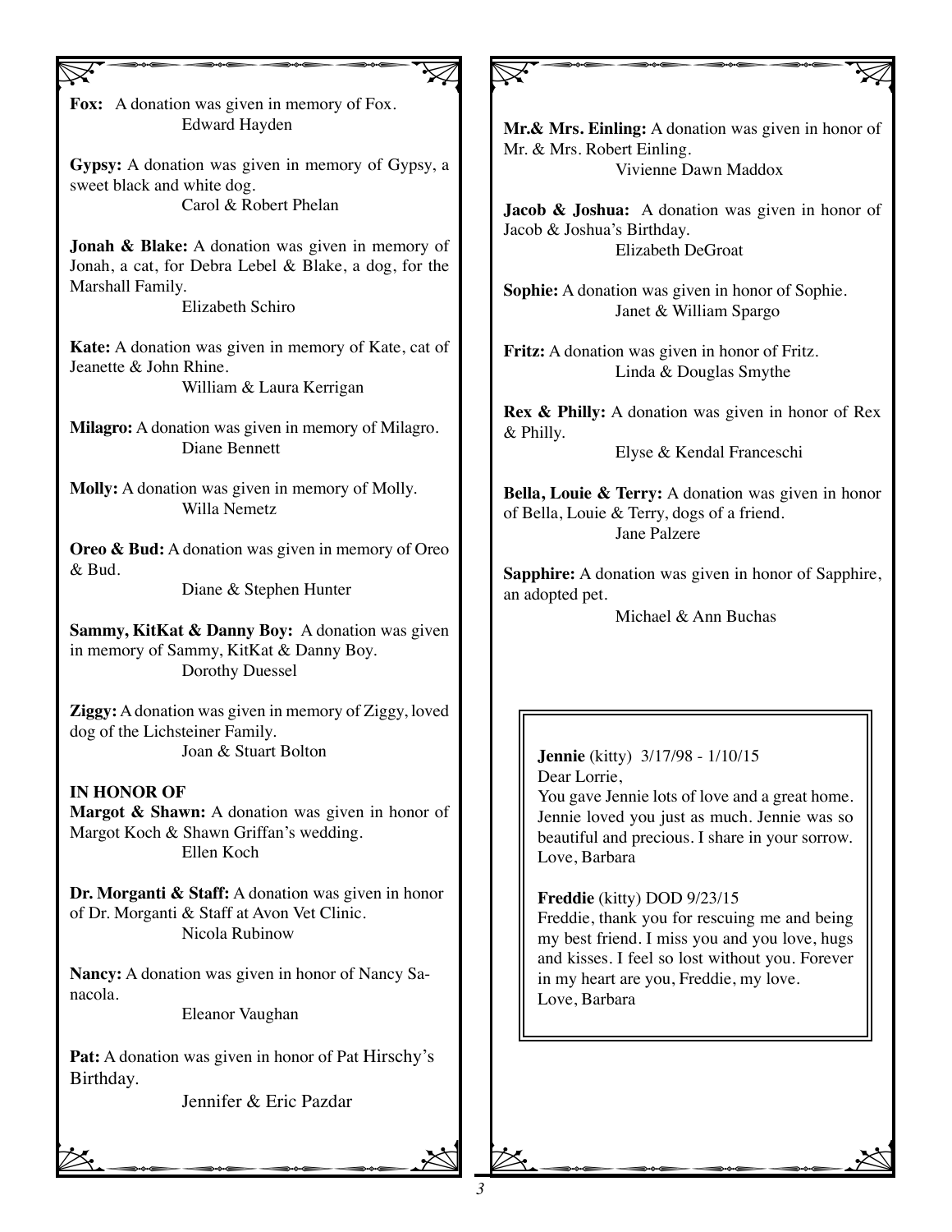**Fox:** A donation was given in memory of Fox.
Edward Hayden

**Gypsy:** A donation was given in memory of Gypsy, a sweet black and white dog.
Carol & Robert Phelan

**Jonah & Blake:** A donation was given in memory of Jonah, a cat, for Debra Lebel & Blake, a dog, for the Marshall Family.
Elizabeth Schiro

**Kate:** A donation was given in memory of Kate, cat of Jeanette & John Rhine.
William & Laura Kerrigan

**Milagro:** A donation was given in memory of Milagro.
Diane Bennett

**Molly:** A donation was given in memory of Molly.
Willa Nemetz

**Oreo & Bud:** A donation was given in memory of Oreo & Bud.
Diane & Stephen Hunter

**Sammy, KitKat & Danny Boy:** A donation was given in memory of Sammy, KitKat & Danny Boy.
Dorothy Duessel

**Ziggy:** A donation was given in memory of Ziggy, loved dog of the Lichsteiner Family.
Joan & Stuart Bolton

**IN HONOR OF**

**Margot & Shawn:** A donation was given in honor of Margot Koch & Shawn Griffan's wedding.
Ellen Koch

**Dr. Morganti & Staff:** A donation was given in honor of Dr. Morganti & Staff at Avon Vet Clinic.
Nicola Rubinow

**Nancy:** A donation was given in honor of Nancy Sanacola.
Eleanor Vaughan

**Pat:** A donation was given in honor of Pat Hirschy's Birthday.
Jennifer & Eric Pazdar

**Mr.& Mrs. Einling:** A donation was given in honor of Mr. & Mrs. Robert Einling.
Vivienne Dawn Maddox

**Jacob & Joshua:** A donation was given in honor of Jacob & Joshua's Birthday.
Elizabeth DeGroat

**Sophie:** A donation was given in honor of Sophie.
Janet & William Spargo

**Fritz:** A donation was given in honor of Fritz.
Linda & Douglas Smythe

**Rex & Philly:** A donation was given in honor of Rex & Philly.
Elyse & Kendal Franceschi

**Bella, Louie & Terry:** A donation was given in honor of Bella, Louie & Terry, dogs of a friend.
Jane Palzere

**Sapphire:** A donation was given in honor of Sapphire, an adopted pet.
Michael & Ann Buchas

**Jennie** (kitty) 3/17/98 - 1/10/15
Dear Lorrie,
You gave Jennie lots of love and a great home. Jennie loved you just as much. Jennie was so beautiful and precious. I share in your sorrow.
Love, Barbara

**Freddie** (kitty) DOD 9/23/15
Freddie, thank you for rescuing me and being my best friend. I miss you and you love, hugs and kisses. I feel so lost without you. Forever in my heart are you, Freddie, my love.
Love, Barbara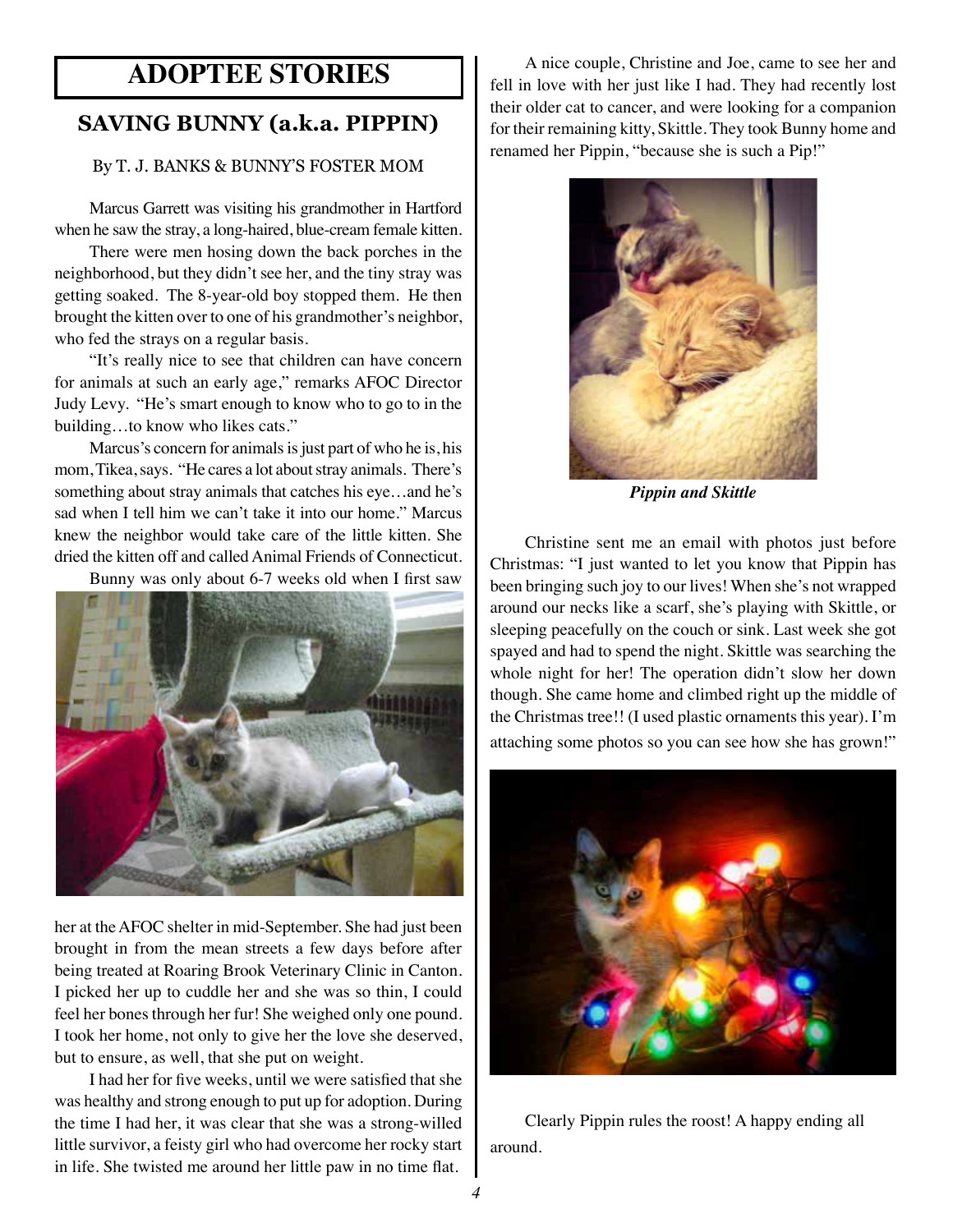# ADOPTEE STORIES

## SAVING BUNNY (a.k.a. PIPPIN)

By T. J. BANKS & BUNNY'S FOSTER MOM

Marcus Garrett was visiting his grandmother in Hartford when he saw the stray, a long-haired, blue-cream female kitten.

There were men hosing down the back porches in the neighborhood, but they didn't see her, and the tiny stray was getting soaked. The 8-year-old boy stopped them. He then brought the kitten over to one of his grandmother's neighbor, who fed the strays on a regular basis.

"It's really nice to see that children can have concern for animals at such an early age," remarks AFOC Director Judy Levy. "He's smart enough to know who to go to in the building…to know who likes cats."

Marcus's concern for animals is just part of who he is, his mom, Tikea, says. "He cares a lot about stray animals. There's something about stray animals that catches his eye…and he's sad when I tell him we can't take it into our home." Marcus knew the neighbor would take care of the little kitten. She dried the kitten off and called Animal Friends of Connecticut.

Bunny was only about 6-7 weeks old when I first saw her at the AFOC shelter in mid-September. She had just been brought in from the mean streets a few days before after being treated at Roaring Brook Veterinary Clinic in Canton. I picked her up to cuddle her and she was so thin, I could feel her bones through her fur! She weighed only one pound. I took her home, not only to give her the love she deserved, but to ensure, as well, that she put on weight.

I had her for five weeks, until we were satisfied that she was healthy and strong enough to put up for adoption. During the time I had her, it was clear that she was a strong-willed little survivor, a feisty girl who had overcome her rocky start in life. She twisted me around her little paw in no time flat.

A nice couple, Christine and Joe, came to see her and fell in love with her just like I had. They had recently lost their older cat to cancer, and were looking for a companion for their remaining kitty, Skittle. They took Bunny home and renamed her Pippin, "because she is such a Pip!"

*Pippin and Skittle*

Christine sent me an email with photos just before Christmas: "I just wanted to let you know that Pippin has been bringing such joy to our lives! When she's not wrapped around our necks like a scarf, she's playing with Skittle, or sleeping peacefully on the couch or sink. Last week she got spayed and had to spend the night. Skittle was searching the whole night for her! The operation didn't slow her down though. She came home and climbed right up the middle of the Christmas tree!! (I used plastic ornaments this year). I'm attaching some photos so you can see how she has grown!"

Clearly Pippin rules the roost! A happy ending all around.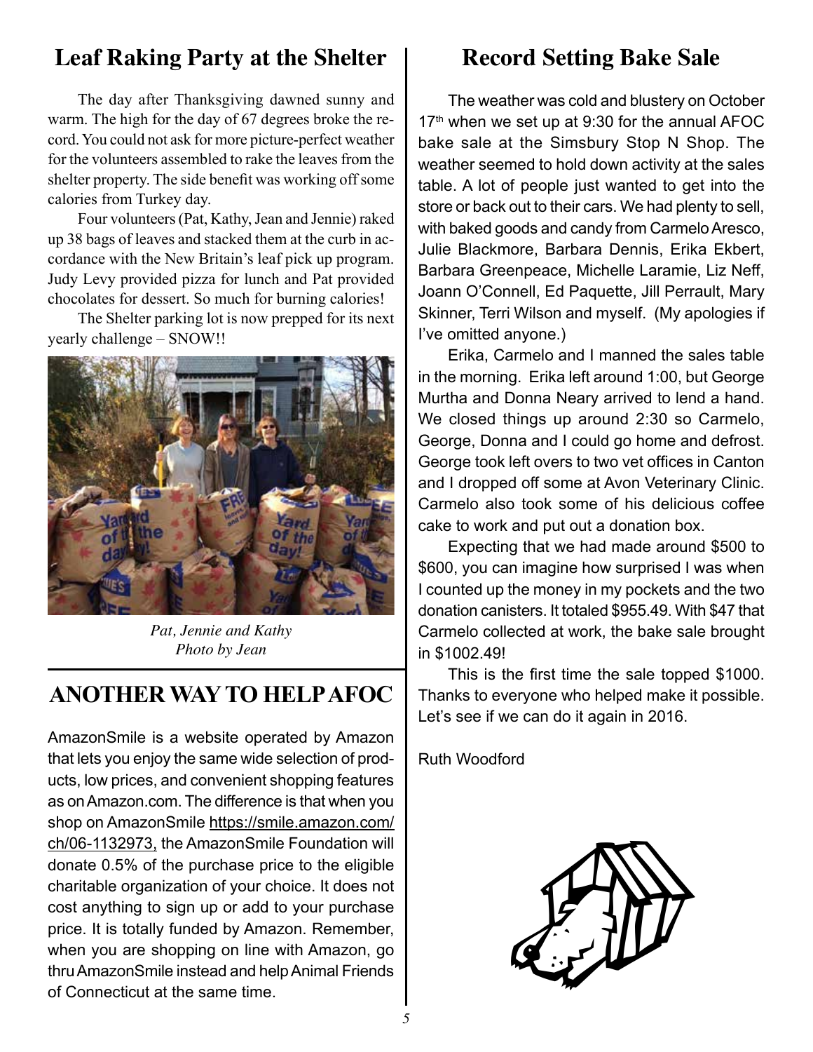## Leaf Raking Party at the Shelter

The day after Thanksgiving dawned sunny and warm. The high for the day of 67 degrees broke the record. You could not ask for more picture-perfect weather for the volunteers assembled to rake the leaves from the shelter property. The side benefit was working off some calories from Turkey day.

Four volunteers (Pat, Kathy, Jean and Jennie) raked up 38 bags of leaves and stacked them at the curb in accordance with the New Britain's leaf pick up program. Judy Levy provided pizza for lunch and Pat provided chocolates for dessert. So much for burning calories!

The Shelter parking lot is now prepped for its next yearly challenge – SNOW!!

*Pat, Jennie and Kathy*
*Photo by Jean*

## ANOTHER WAY TO HELP AFOC

AmazonSmile is a website operated by Amazon that lets you enjoy the same wide selection of products, low prices, and convenient shopping features as on Amazon.com. The difference is that when you shop on AmazonSmile https://smile.amazon.com/ch/06-1132973, the AmazonSmile Foundation will donate 0.5% of the purchase price to the eligible charitable organization of your choice. It does not cost anything to sign up or add to your purchase price. It is totally funded by Amazon. Remember, when you are shopping on line with Amazon, go thru AmazonSmile instead and help Animal Friends of Connecticut at the same time.

## Record Setting Bake Sale

The weather was cold and blustery on October 17th when we set up at 9:30 for the annual AFOC bake sale at the Simsbury Stop N Shop. The weather seemed to hold down activity at the sales table. A lot of people just wanted to get into the store or back out to their cars. We had plenty to sell, with baked goods and candy from Carmelo Aresco, Julie Blackmore, Barbara Dennis, Erika Ekbert, Barbara Greenpeace, Michelle Laramie, Liz Neff, Joann O'Connell, Ed Paquette, Jill Perrault, Mary Skinner, Terri Wilson and myself. (My apologies if I've omitted anyone.)

Erika, Carmelo and I manned the sales table in the morning. Erika left around 1:00, but George Murtha and Donna Neary arrived to lend a hand. We closed things up around 2:30 so Carmelo, George, Donna and I could go home and defrost. George took left overs to two vet offices in Canton and I dropped off some at Avon Veterinary Clinic. Carmelo also took some of his delicious coffee cake to work and put out a donation box.

Expecting that we had made around $500 to $600, you can imagine how surprised I was when I counted up the money in my pockets and the two donation canisters. It totaled $955.49. With $47 that Carmelo collected at work, the bake sale brought in $1002.49!

This is the first time the sale topped $1000. Thanks to everyone who helped make it possible. Let's see if we can do it again in 2016.

Ruth Woodford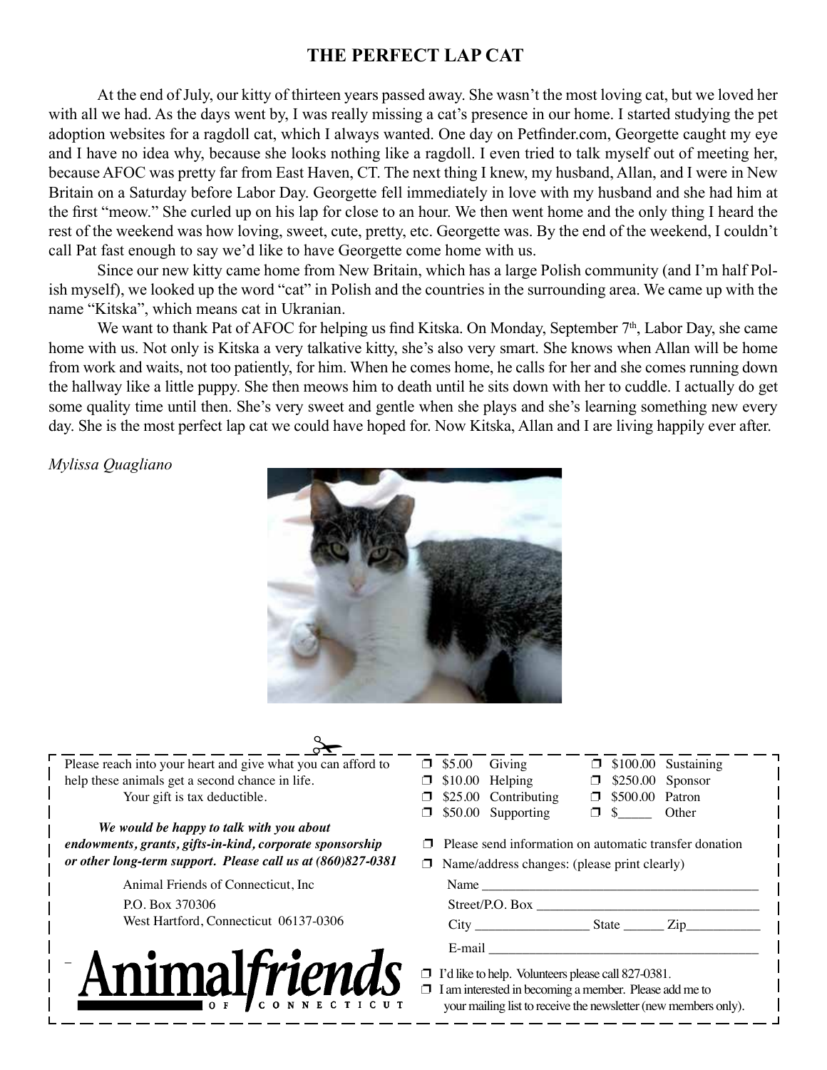# THE PERFECT LAP CAT

At the end of July, our kitty of thirteen years passed away. She wasn't the most loving cat, but we loved her with all we had. As the days went by, I was really missing a cat's presence in our home. I started studying the pet adoption websites for a ragdoll cat, which I always wanted. One day on Petfinder.com, Georgette caught my eye and I have no idea why, because she looks nothing like a ragdoll. I even tried to talk myself out of meeting her, because AFOC was pretty far from East Haven, CT. The next thing I knew, my husband, Allan, and I were in New Britain on a Saturday before Labor Day. Georgette fell immediately in love with my husband and she had him at the first "meow." She curled up on his lap for close to an hour. We then went home and the only thing I heard the rest of the weekend was how loving, sweet, cute, pretty, etc. Georgette was. By the end of the weekend, I couldn't call Pat fast enough to say we'd like to have Georgette come home with us.

Since our new kitty came home from New Britain, which has a large Polish community (and I'm half Polish myself), we looked up the word "cat" in Polish and the countries in the surrounding area. We came up with the name "Kitska", which means cat in Ukranian.

We want to thank Pat of AFOC for helping us find Kitska. On Monday, September 7th, Labor Day, she came home with us. Not only is Kitska a very talkative kitty, she's also very smart. She knows when Allan will be home from work and waits, not too patiently, for him. When he comes home, he calls for her and she comes running down the hallway like a little puppy. She then meows him to death until he sits down with her to cuddle. I actually do get some quality time until then. She's very sweet and gentle when she plays and she's learning something new every day. She is the most perfect lap cat we could have hoped for. Now Kitska, Allan and I are living happily ever after.

*Mylissa Quagliano*

---

Please reach into your heart and give what you can afford to help these animals get a second chance in life.
Your gift is tax deductible.

***We would be happy to talk with you about endowments, grants, gifts-in-kind, corporate sponsorship or other long-term support. Please call us at (860)827-0381***

Animal Friends of Connecticut, Inc
P.O. Box 370306
West Hartford, Connecticut 06137-0306

**Animal*friends* OF CONNECTICUT**

- ❒ $5.00 Giving
- ❒ $10.00 Helping
- ❒ $25.00 Contributing
- ❒ $50.00 Supporting
- ❒ $100.00 Sustaining
- ❒ $250.00 Sponsor
- ❒ $500.00 Patron
- ❒ $_____ Other

❒ Please send information on automatic transfer donation

❒ Name/address changes: (please print clearly)

Name ________________________________________

Street/P.O. Box ________________________________

City ________________ State ______ Zip___________

E-mail ______________________________________

❒ I'd like to help. Volunteers please call 827-0381.

❒ I am interested in becoming a member. Please add me to your mailing list to receive the newsletter (new members only).